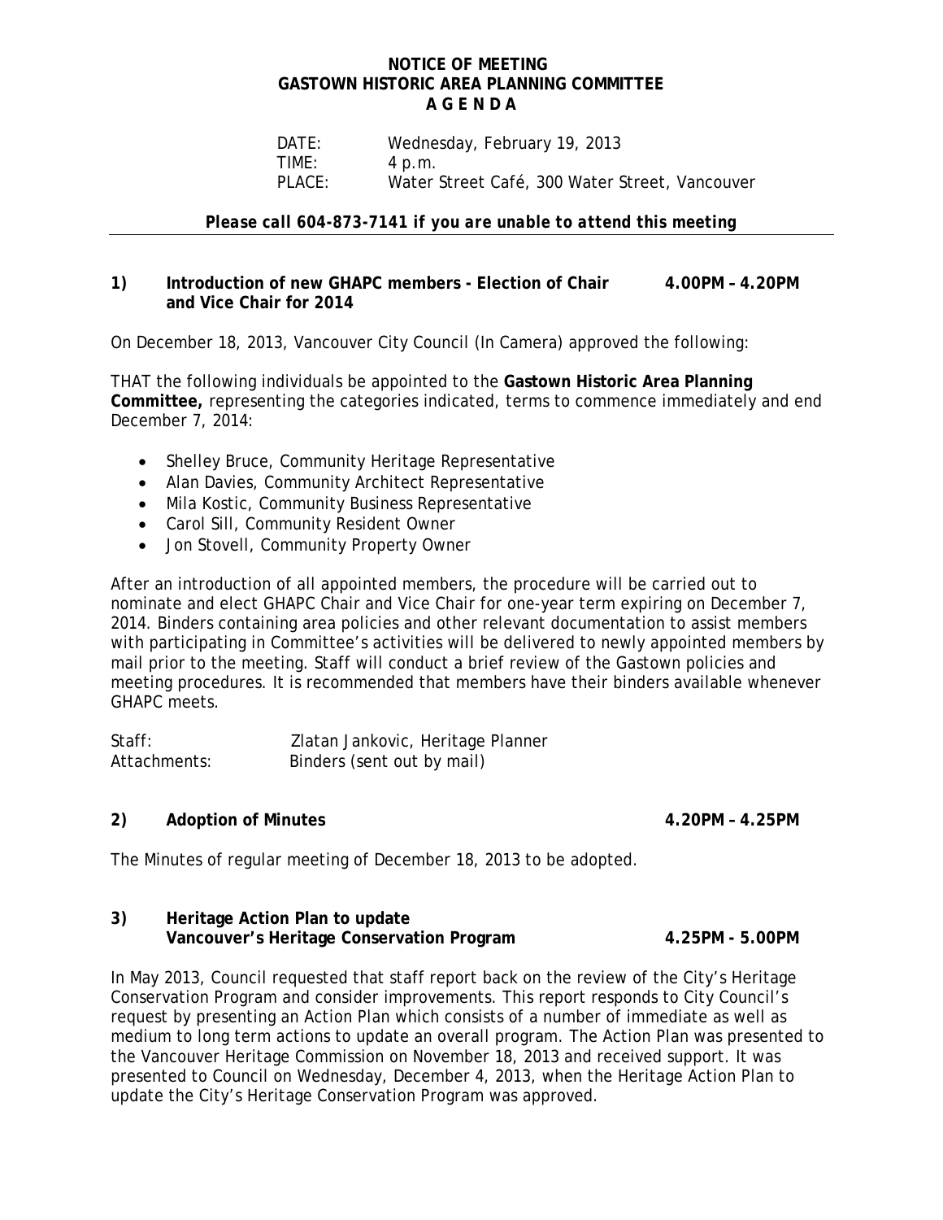**NOTICE OF MEETING**
**GASTOWN HISTORIC AREA PLANNING COMMITTEE**
**A G E N D A**

DATE: Wednesday, February 19, 2013
TIME: 4 p.m.
PLACE: Water Street Café, 300 Water Street, Vancouver

***Please call 604-873-7141 if you are unable to attend this meeting***

---

## 1) Introduction of new GHAPC members - Election of Chair and Vice Chair for 2014 — 4.00PM – 4.20PM

On December 18, 2013, Vancouver City Council (In Camera) approved the following:

THAT the following individuals be appointed to the **Gastown Historic Area Planning Committee,** representing the categories indicated, terms to commence immediately and end December 7, 2014:

- Shelley Bruce, Community Heritage Representative
- Alan Davies, Community Architect Representative
- Mila Kostic, Community Business Representative
- Carol Sill, Community Resident Owner
- Jon Stovell, Community Property Owner

After an introduction of all appointed members, the procedure will be carried out to nominate and elect GHAPC Chair and Vice Chair for one-year term expiring on December 7, 2014. Binders containing area policies and other relevant documentation to assist members with participating in Committee's activities will be delivered to newly appointed members by mail prior to the meeting. Staff will conduct a brief review of the Gastown policies and meeting procedures. It is recommended that members have their binders available whenever GHAPC meets.

Staff: Zlatan Jankovic, Heritage Planner
Attachments: Binders (sent out by mail)

## 2) Adoption of Minutes — 4.20PM – 4.25PM

The Minutes of regular meeting of December 18, 2013 to be adopted.

## 3) Heritage Action Plan to update Vancouver's Heritage Conservation Program — 4.25PM - 5.00PM

In May 2013, Council requested that staff report back on the review of the City's Heritage Conservation Program and consider improvements. This report responds to City Council's request by presenting an Action Plan which consists of a number of immediate as well as medium to long term actions to update an overall program. The Action Plan was presented to the Vancouver Heritage Commission on November 18, 2013 and received support. It was presented to Council on Wednesday, December 4, 2013, when the Heritage Action Plan to update the City's Heritage Conservation Program was approved.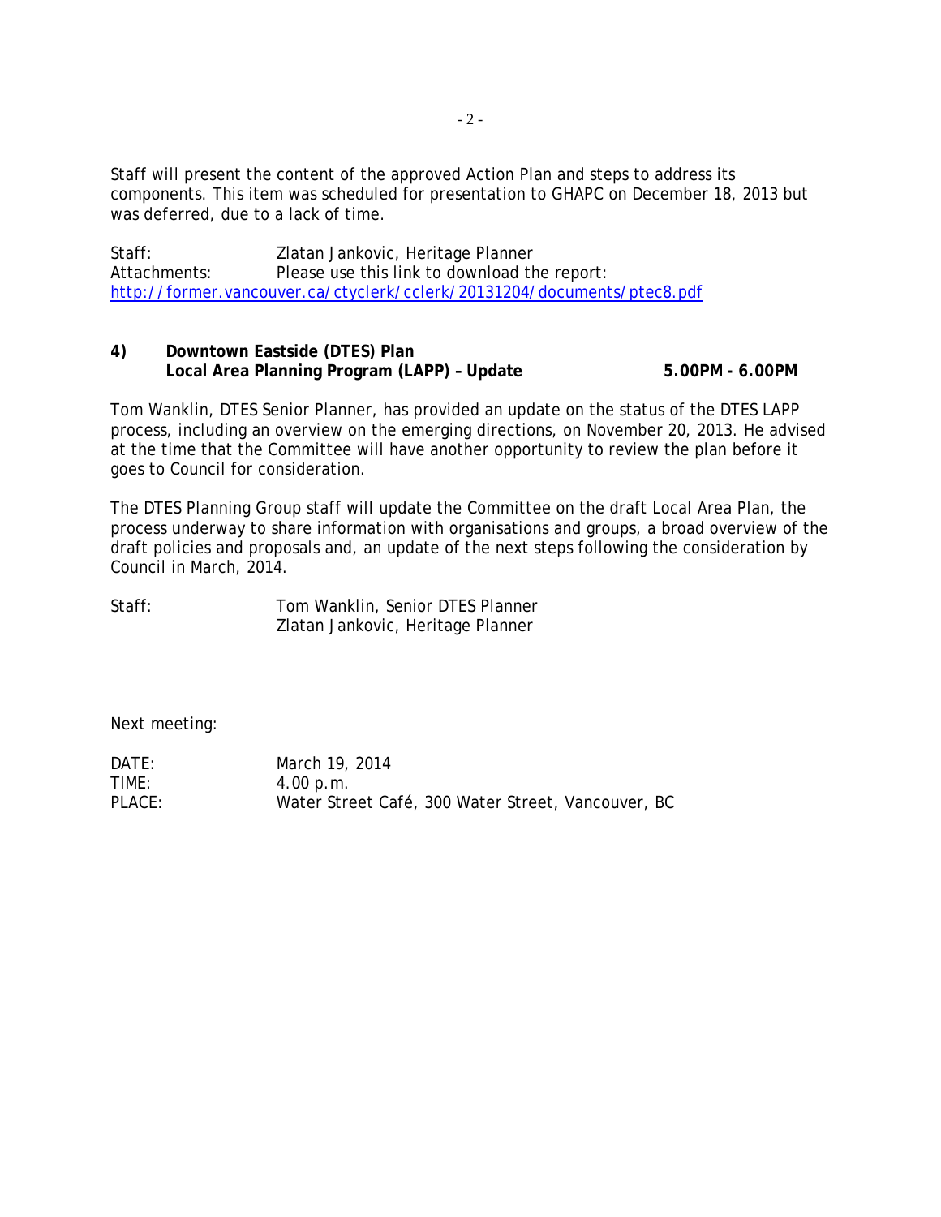Staff will present the content of the approved Action Plan and steps to address its components. This item was scheduled for presentation to GHAPC on December 18, 2013 but was deferred, due to a lack of time.

Staff: Zlatan Jankovic, Heritage Planner
Attachments: Please use this link to download the report:
http://former.vancouver.ca/ctyclerk/cclerk/20131204/documents/ptec8.pdf

**4) Downtown Eastside (DTES) Plan**
**Local Area Planning Program (LAPP) – Update 5.00PM - 6.00PM**

Tom Wanklin, DTES Senior Planner, has provided an update on the status of the DTES LAPP process, including an overview on the emerging directions, on November 20, 2013. He advised at the time that the Committee will have another opportunity to review the plan before it goes to Council for consideration.

The DTES Planning Group staff will update the Committee on the draft Local Area Plan, the process underway to share information with organisations and groups, a broad overview of the draft policies and proposals and, an update of the next steps following the consideration by Council in March, 2014.

Staff: Tom Wanklin, Senior DTES Planner
Zlatan Jankovic, Heritage Planner

Next meeting:

DATE: March 19, 2014
TIME: 4.00 p.m.
PLACE: Water Street Café, 300 Water Street, Vancouver, BC